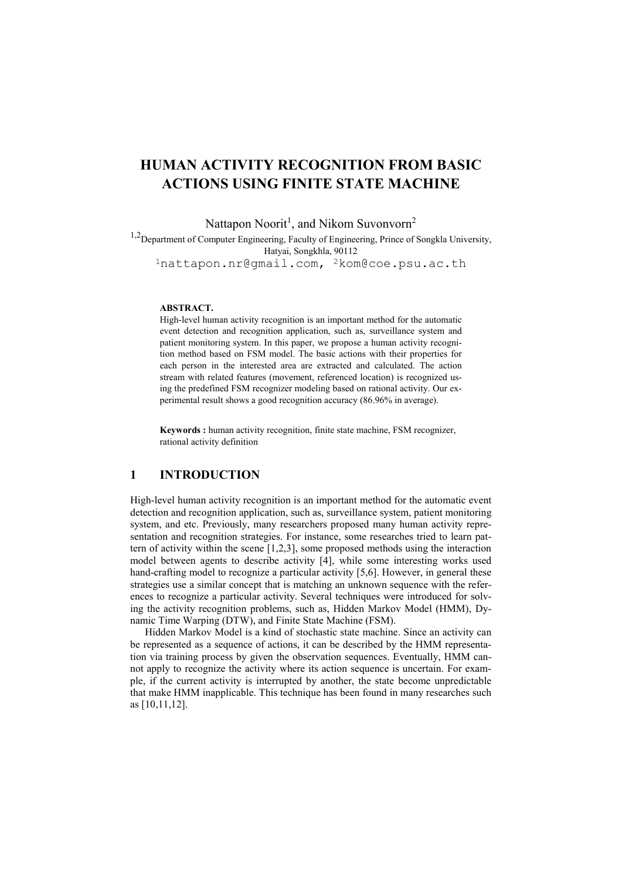# HUMAN ACTIVITY RECOGNITION FROM BASIC ACTIONS USING FINITE STATE MACHINE

Nattapon Noorit[1], and Nikom Suvonvorn[2]

[1,2]Department of Computer Engineering, Faculty of Engineering, Prince of Songkla University, Hatyai, Songkhla, 90112

[1]nattapon.nr@gmail.com, [2]kom@coe.psu.ac.th

**ABSTRACT.**
High-level human activity recognition is an important method for the automatic event detection and recognition application, such as, surveillance system and patient monitoring system. In this paper, we propose a human activity recognition method based on FSM model. The basic actions with their properties for each person in the interested area are extracted and calculated. The action stream with related features (movement, referenced location) is recognized using the predefined FSM recognizer modeling based on rational activity. Our experimental result shows a good recognition accuracy (86.96% in average).

**Keywords :** human activity recognition, finite state machine, FSM recognizer, rational activity definition

## 1 INTRODUCTION

High-level human activity recognition is an important method for the automatic event detection and recognition application, such as, surveillance system, patient monitoring system, and etc. Previously, many researchers proposed many human activity representation and recognition strategies. For instance, some researches tried to learn pattern of activity within the scene [1,2,3], some proposed methods using the interaction model between agents to describe activity [4], while some interesting works used hand-crafting model to recognize a particular activity [5,6]. However, in general these strategies use a similar concept that is matching an unknown sequence with the references to recognize a particular activity. Several techniques were introduced for solving the activity recognition problems, such as, Hidden Markov Model (HMM), Dynamic Time Warping (DTW), and Finite State Machine (FSM).

Hidden Markov Model is a kind of stochastic state machine. Since an activity can be represented as a sequence of actions, it can be described by the HMM representation via training process by given the observation sequences. Eventually, HMM cannot apply to recognize the activity where its action sequence is uncertain. For example, if the current activity is interrupted by another, the state become unpredictable that make HMM inapplicable. This technique has been found in many researches such as [10,11,12].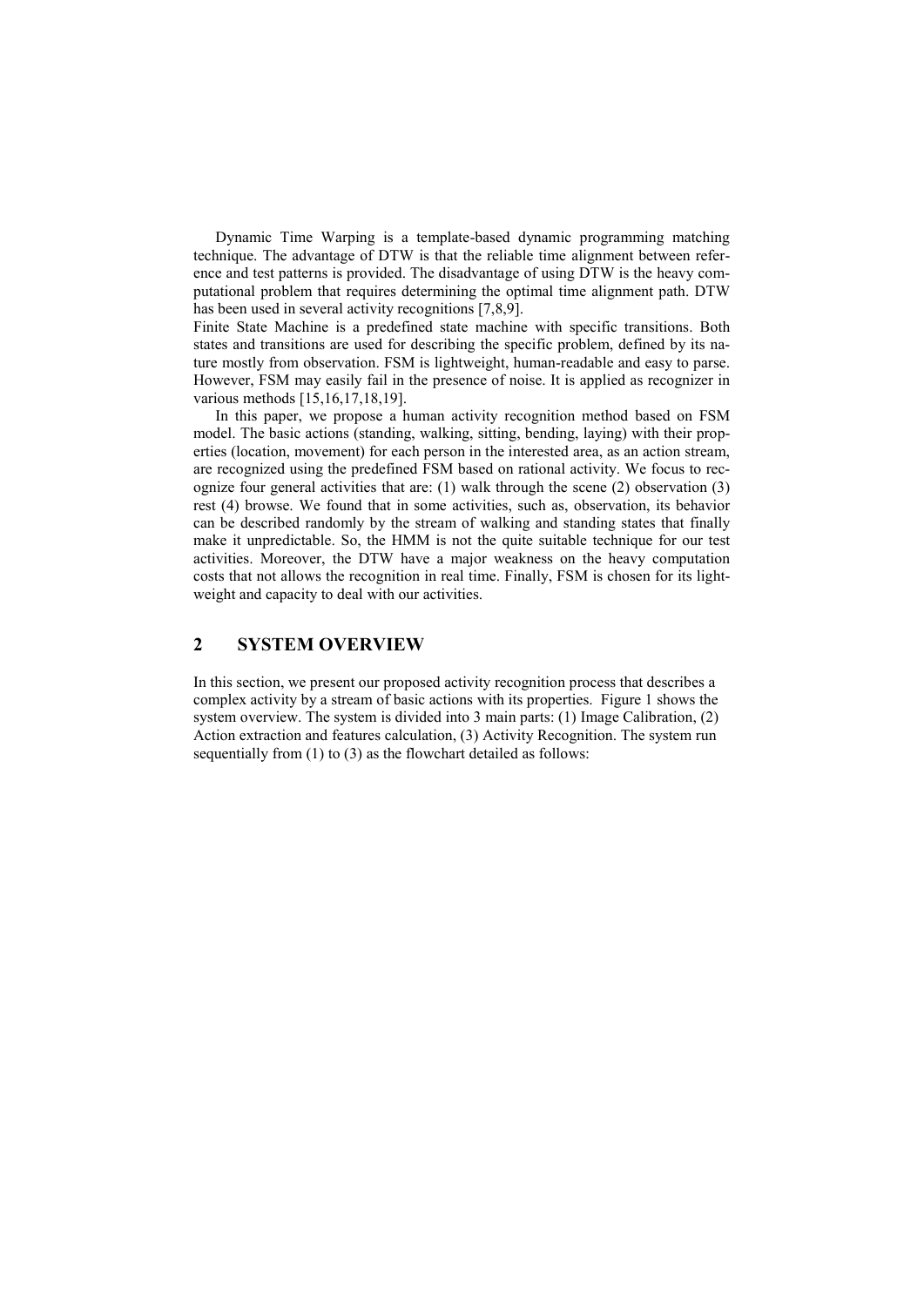Dynamic Time Warping is a template-based dynamic programming matching technique. The advantage of DTW is that the reliable time alignment between reference and test patterns is provided. The disadvantage of using DTW is the heavy computational problem that requires determining the optimal time alignment path. DTW has been used in several activity recognitions [7,8,9].

Finite State Machine is a predefined state machine with specific transitions. Both states and transitions are used for describing the specific problem, defined by its nature mostly from observation. FSM is lightweight, human-readable and easy to parse. However, FSM may easily fail in the presence of noise. It is applied as recognizer in various methods [15,16,17,18,19].

In this paper, we propose a human activity recognition method based on FSM model. The basic actions (standing, walking, sitting, bending, laying) with their properties (location, movement) for each person in the interested area, as an action stream, are recognized using the predefined FSM based on rational activity. We focus to recognize four general activities that are: (1) walk through the scene (2) observation (3) rest (4) browse. We found that in some activities, such as, observation, its behavior can be described randomly by the stream of walking and standing states that finally make it unpredictable. So, the HMM is not the quite suitable technique for our test activities. Moreover, the DTW have a major weakness on the heavy computation costs that not allows the recognition in real time. Finally, FSM is chosen for its lightweight and capacity to deal with our activities.

## 2 SYSTEM OVERVIEW

In this section, we present our proposed activity recognition process that describes a complex activity by a stream of basic actions with its properties. Figure 1 shows the system overview. The system is divided into 3 main parts: (1) Image Calibration, (2) Action extraction and features calculation, (3) Activity Recognition. The system run sequentially from (1) to (3) as the flowchart detailed as follows: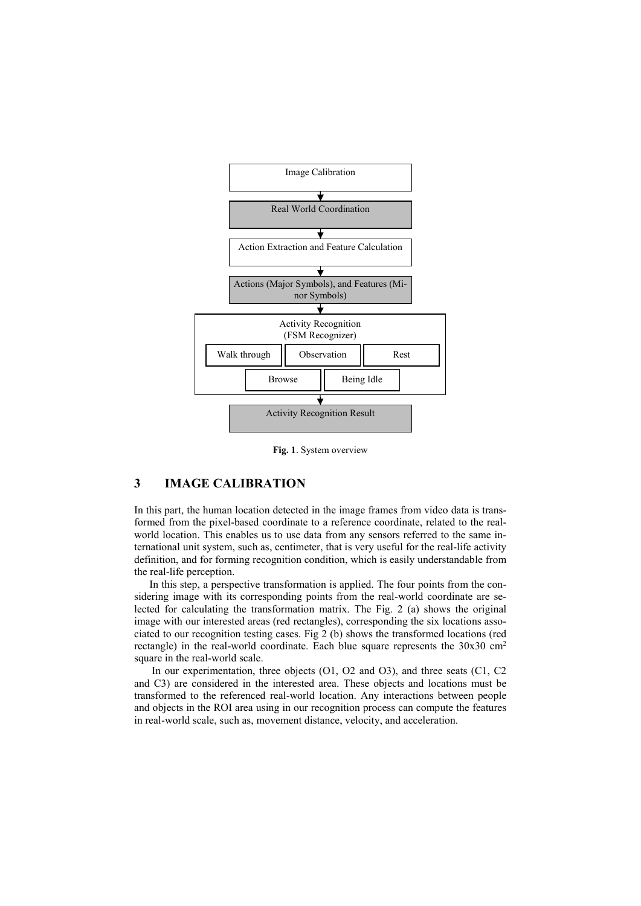Image Calibration

Real World Coordination

Action Extraction and Feature Calculation

Actions (Major Symbols), and Features (Minor Symbols)

Activity Recognition (FSM Recognizer)

Walk through | Observation | Rest | Browse | Being Idle

Activity Recognition Result

**Fig. 1**. System overview

## 3 IMAGE CALIBRATION

In this part, the human location detected in the image frames from video data is transformed from the pixel-based coordinate to a reference coordinate, related to the real-world location. This enables us to use data from any sensors referred to the same international unit system, such as, centimeter, that is very useful for the real-life activity definition, and for forming recognition condition, which is easily understandable from the real-life perception.

In this step, a perspective transformation is applied. The four points from the considering image with its corresponding points from the real-world coordinate are selected for calculating the transformation matrix. The Fig. 2 (a) shows the original image with our interested areas (red rectangles), corresponding the six locations associated to our recognition testing cases. Fig 2 (b) shows the transformed locations (red rectangle) in the real-world coordinate. Each blue square represents the 30x30 $cm^2$ square in the real-world scale.

In our experimentation, three objects (O1, O2 and O3), and three seats (C1, C2 and C3) are considered in the interested area. These objects and locations must be transformed to the referenced real-world location. Any interactions between people and objects in the ROI area using in our recognition process can compute the features in real-world scale, such as, movement distance, velocity, and acceleration.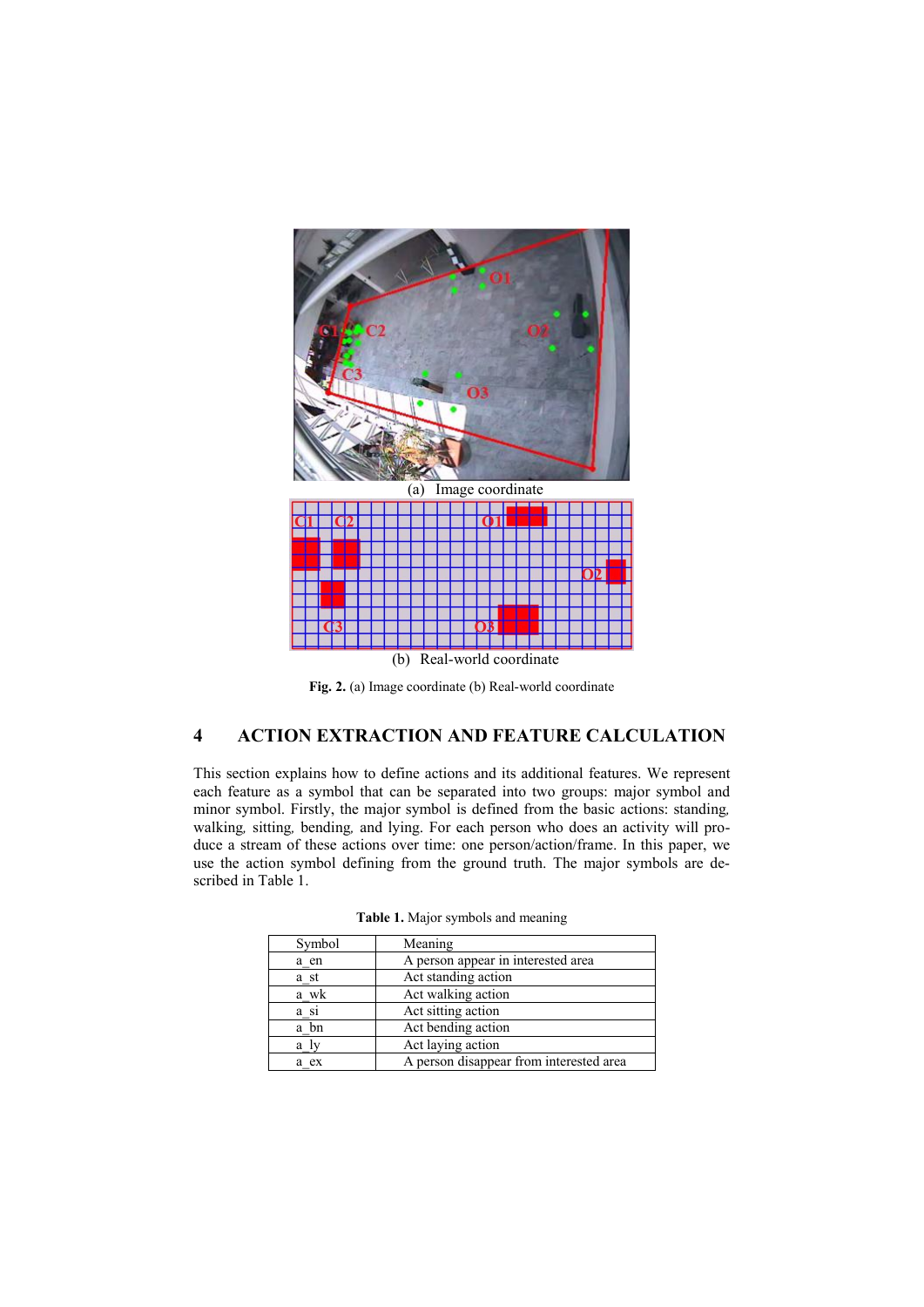(a) Image coordinate

(b) Real-world coordinate

**Fig. 2.** (a) Image coordinate (b) Real-world coordinate

## 4 ACTION EXTRACTION AND FEATURE CALCULATION

This section explains how to define actions and its additional features. We represent each feature as a symbol that can be separated into two groups: major symbol and minor symbol. Firstly, the major symbol is defined from the basic actions: standing, walking, sitting, bending, and lying. For each person who does an activity will produce a stream of these actions over time: one person/action/frame. In this paper, we use the action symbol defining from the ground truth. The major symbols are described in Table 1.

**Table 1.** Major symbols and meaning

| Symbol | Meaning |
|---|---|
| a_en | A person appear in interested area |
| a_st | Act standing action |
| a_wk | Act walking action |
| a_si | Act sitting action |
| a_bn | Act bending action |
| a_ly | Act laying action |
| a_ex | A person disappear from interested area |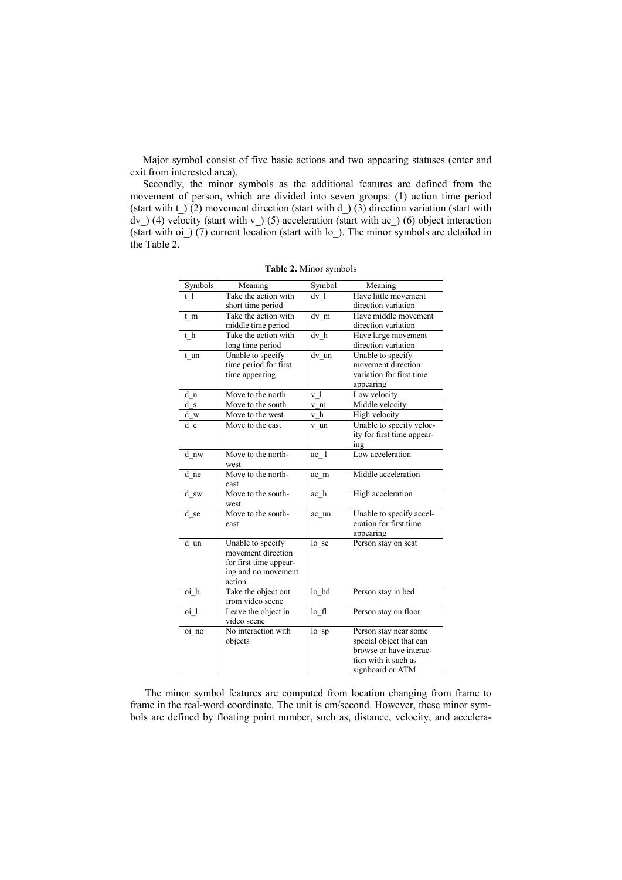Major symbol consist of five basic actions and two appearing statuses (enter and exit from interested area).

Secondly, the minor symbols as the additional features are defined from the movement of person, which are divided into seven groups: (1) action time period (start with t_) (2) movement direction (start with d_) (3) direction variation (start with dv_) (4) velocity (start with v_) (5) acceleration (start with ac_) (6) object interaction (start with oi_) (7) current location (start with lo_). The minor symbols are detailed in the Table 2.

**Table 2.** Minor symbols

| Symbols | Meaning | Symbol | Meaning |
|---|---|---|---|
| t_l | Take the action with short time period | dv_l | Have little movement direction variation |
| t_m | Take the action with middle time period | dv_m | Have middle movement direction variation |
| t_h | Take the action with long time period | dv_h | Have large movement direction variation |
| t_un | Unable to specify time period for first time appearing | dv_un | Unable to specify movement direction variation for first time appearing |
| d_n | Move to the north | v_l | Low velocity |
| d_s | Move to the south | v_m | Middle velocity |
| d_w | Move to the west | v_h | High velocity |
| d_e | Move to the east | v_un | Unable to specify velocity for first time appearing |
| d_nw | Move to the north-west | ac_l | Low acceleration |
| d_ne | Move to the north-east | ac_m | Middle acceleration |
| d_sw | Move to the south-west | ac_h | High acceleration |
| d_se | Move to the south-east | ac_un | Unable to specify acceleration for first time appearing |
| d_un | Unable to specify movement direction for first time appearing and no movement action | lo_se | Person stay on seat |
| oi_b | Take the object out from video scene | lo_bd | Person stay in bed |
| oi_l | Leave the object in video scene | lo_fl | Person stay on floor |
| oi_no | No interaction with objects | lo_sp | Person stay near some special object that can browse or have interaction with it such as signboard or ATM |

The minor symbol features are computed from location changing from frame to frame in the real-word coordinate. The unit is cm/second. However, these minor symbols are defined by floating point number, such as, distance, velocity, and accelera-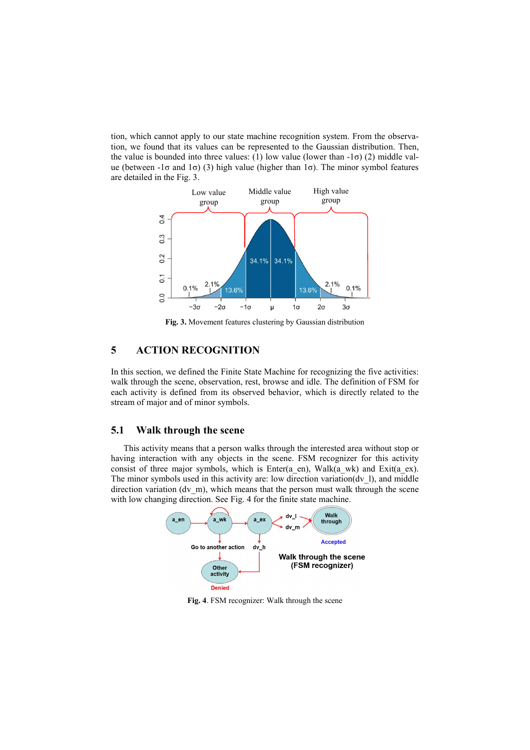tion, which cannot apply to our state machine recognition system. From the observation, we found that its values can be represented to the Gaussian distribution. Then, the value is bounded into three values: (1) low value (lower than -1σ) (2) middle value (between -1σ and 1σ) (3) high value (higher than 1σ). The minor symbol features are detailed in the Fig. 3.

**Fig. 3.** Movement features clustering by Gaussian distribution

## 5 ACTION RECOGNITION

In this section, we defined the Finite State Machine for recognizing the five activities: walk through the scene, observation, rest, browse and idle. The definition of FSM for each activity is defined from its observed behavior, which is directly related to the stream of major and of minor symbols.

### 5.1 Walk through the scene

This activity means that a person walks through the interested area without stop or having interaction with any objects in the scene. FSM recognizer for this activity consist of three major symbols, which is Enter(a_en), Walk(a_wk) and Exit(a_ex). The minor symbols used in this activity are: low direction variation(dv_l), and middle direction variation (dv_m), which means that the person must walk through the scene with low changing direction. See Fig. 4 for the finite state machine.

**Fig. 4**. FSM recognizer: Walk through the scene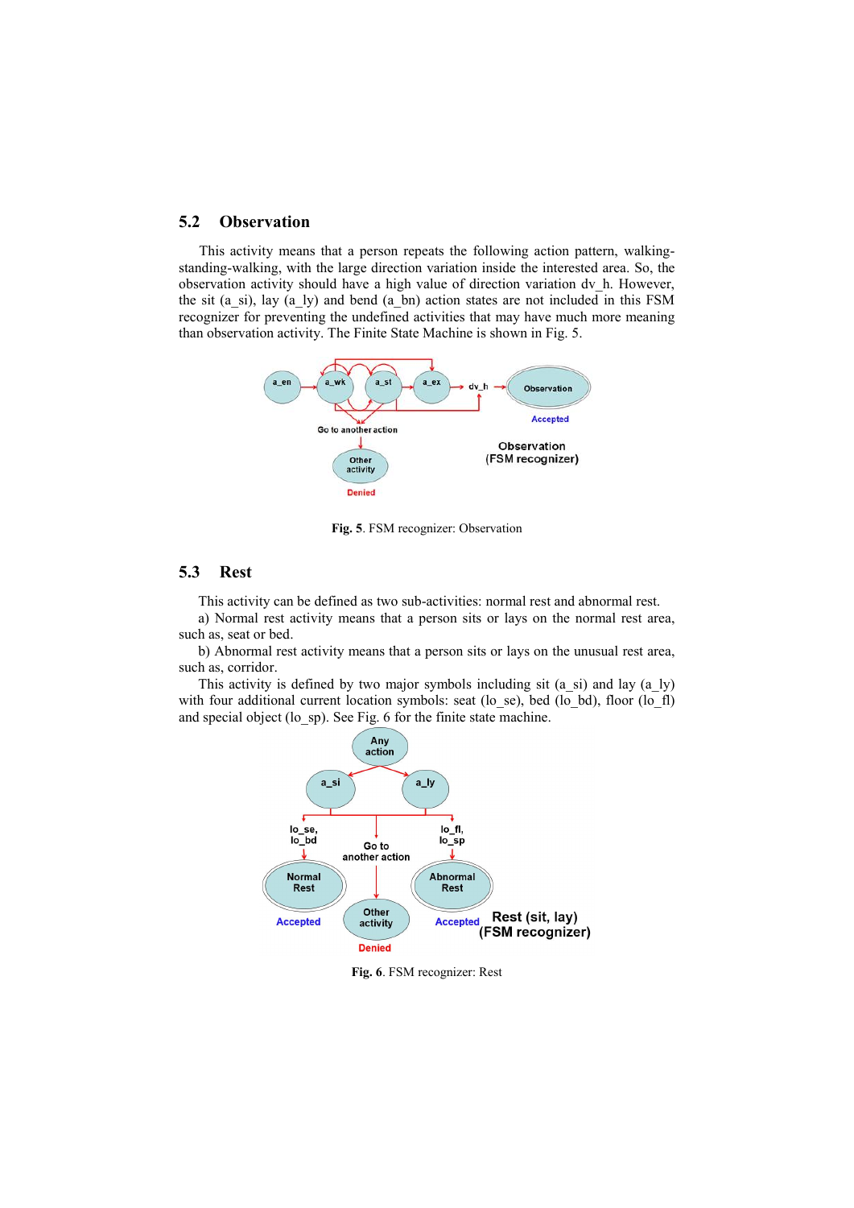## 5.2 Observation

This activity means that a person repeats the following action pattern, walking-standing-walking, with the large direction variation inside the interested area. So, the observation activity should have a high value of direction variation dv_h. However, the sit (a_si), lay (a_ly) and bend (a_bn) action states are not included in this FSM recognizer for preventing the undefined activities that may have much more meaning than observation activity. The Finite State Machine is shown in Fig. 5.

**Fig. 5**. FSM recognizer: Observation

## 5.3 Rest

This activity can be defined as two sub-activities: normal rest and abnormal rest.

a) Normal rest activity means that a person sits or lays on the normal rest area, such as, seat or bed.

b) Abnormal rest activity means that a person sits or lays on the unusual rest area, such as, corridor.

This activity is defined by two major symbols including sit (a_si) and lay (a_ly) with four additional current location symbols: seat (lo_se), bed (lo_bd), floor (lo_fl) and special object (lo_sp). See Fig. 6 for the finite state machine.

**Fig. 6**. FSM recognizer: Rest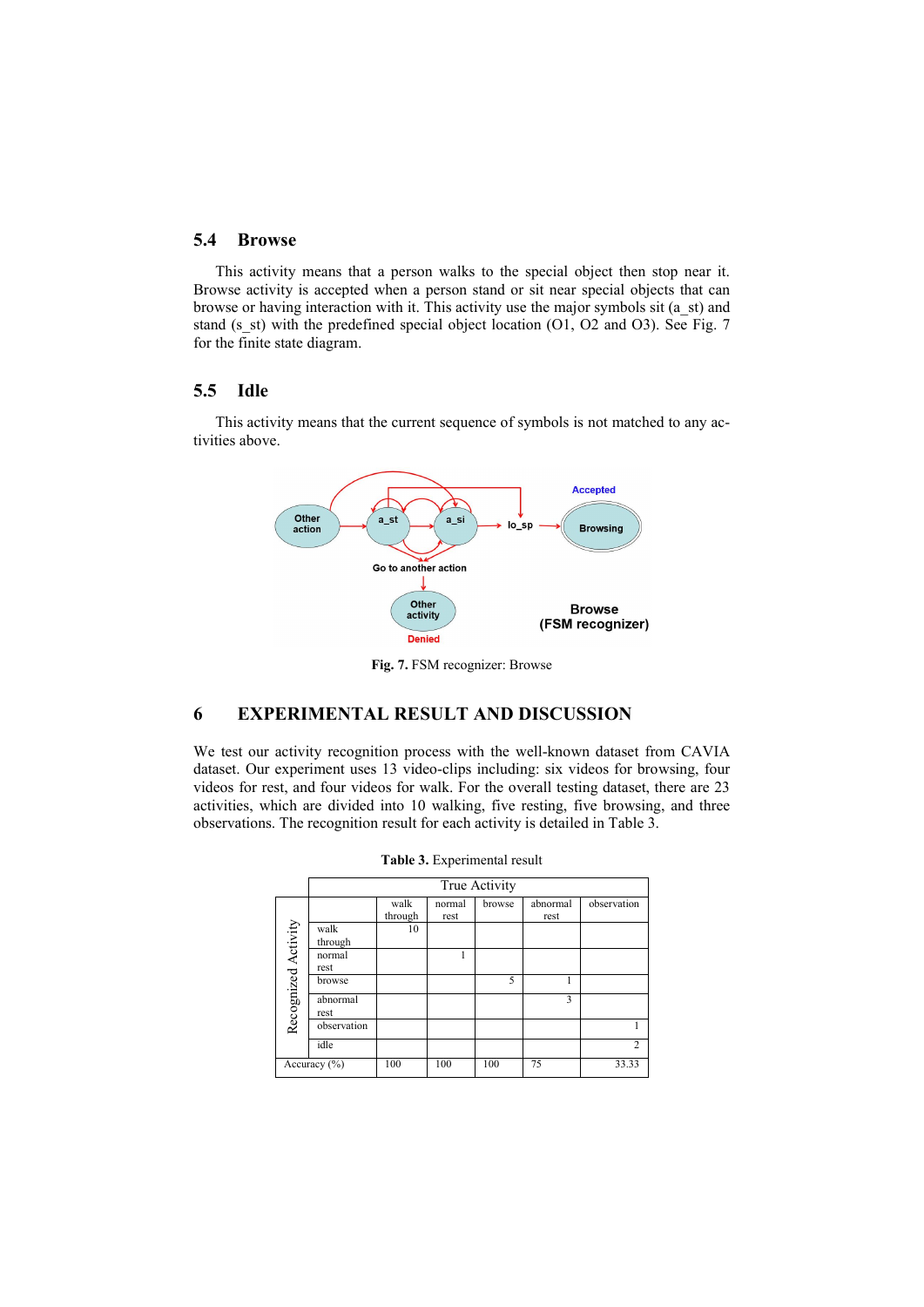## 5.4 Browse

This activity means that a person walks to the special object then stop near it. Browse activity is accepted when a person stand or sit near special objects that can browse or having interaction with it. This activity use the major symbols sit (a_st) and stand (s_st) with the predefined special object location (O1, O2 and O3). See Fig. 7 for the finite state diagram.

## 5.5 Idle

This activity means that the current sequence of symbols is not matched to any activities above.

**Fig. 7.** FSM recognizer: Browse

# 6 EXPERIMENTAL RESULT AND DISCUSSION

We test our activity recognition process with the well-known dataset from CAVIA dataset. Our experiment uses 13 video-clips including: six videos for browsing, four videos for rest, and four videos for walk. For the overall testing dataset, there are 23 activities, which are divided into 10 walking, five resting, five browsing, and three observations. The recognition result for each activity is detailed in Table 3.

**Table 3.** Experimental result

| | | True Activity | | | | |
|---|---|---|---|---|---|---|
| | | walk through | normal rest | browse | abnormal rest | observation |
| Recognized Activity | walk through | 10 | | | | |
| | normal rest | | 1 | | | |
| | browse | | | 5 | 1 | |
| | abnormal rest | | | | 3 | |
| | observation | | | | | 1 |
| | idle | | | | | 2 |
| Accuracy (%) | | 100 | 100 | 100 | 75 | 33.33 |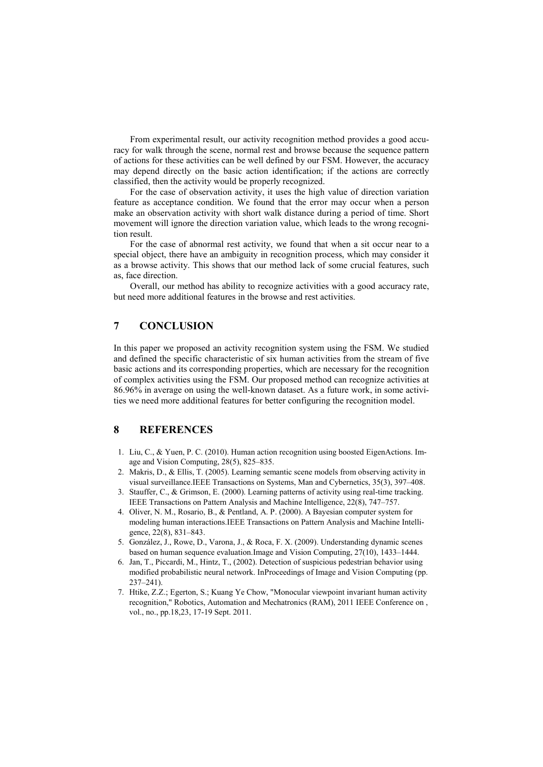From experimental result, our activity recognition method provides a good accuracy for walk through the scene, normal rest and browse because the sequence pattern of actions for these activities can be well defined by our FSM. However, the accuracy may depend directly on the basic action identification; if the actions are correctly classified, then the activity would be properly recognized.

For the case of observation activity, it uses the high value of direction variation feature as acceptance condition. We found that the error may occur when a person make an observation activity with short walk distance during a period of time. Short movement will ignore the direction variation value, which leads to the wrong recognition result.

For the case of abnormal rest activity, we found that when a sit occur near to a special object, there have an ambiguity in recognition process, which may consider it as a browse activity. This shows that our method lack of some crucial features, such as, face direction.

Overall, our method has ability to recognize activities with a good accuracy rate, but need more additional features in the browse and rest activities.

## 7 CONCLUSION

In this paper we proposed an activity recognition system using the FSM. We studied and defined the specific characteristic of six human activities from the stream of five basic actions and its corresponding properties, which are necessary for the recognition of complex activities using the FSM. Our proposed method can recognize activities at 86.96% in average on using the well-known dataset. As a future work, in some activities we need more additional features for better configuring the recognition model.

## 8 REFERENCES

1. Liu, C., & Yuen, P. C. (2010). Human action recognition using boosted EigenActions. Image and Vision Computing, 28(5), 825–835.
2. Makris, D., & Ellis, T. (2005). Learning semantic scene models from observing activity in visual surveillance.IEEE Transactions on Systems, Man and Cybernetics, 35(3), 397–408.
3. Stauffer, C., & Grimson, E. (2000). Learning patterns of activity using real-time tracking. IEEE Transactions on Pattern Analysis and Machine Intelligence, 22(8), 747–757.
4. Oliver, N. M., Rosario, B., & Pentland, A. P. (2000). A Bayesian computer system for modeling human interactions.IEEE Transactions on Pattern Analysis and Machine Intelligence, 22(8), 831–843.
5. González, J., Rowe, D., Varona, J., & Roca, F. X. (2009). Understanding dynamic scenes based on human sequence evaluation.Image and Vision Computing, 27(10), 1433–1444.
6. Jan, T., Piccardi, M., Hintz, T., (2002). Detection of suspicious pedestrian behavior using modified probabilistic neural network. InProceedings of Image and Vision Computing (pp. 237–241).
7. Htike, Z.Z.; Egerton, S.; Kuang Ye Chow, "Monocular viewpoint invariant human activity recognition," Robotics, Automation and Mechatronics (RAM), 2011 IEEE Conference on , vol., no., pp.18,23, 17-19 Sept. 2011.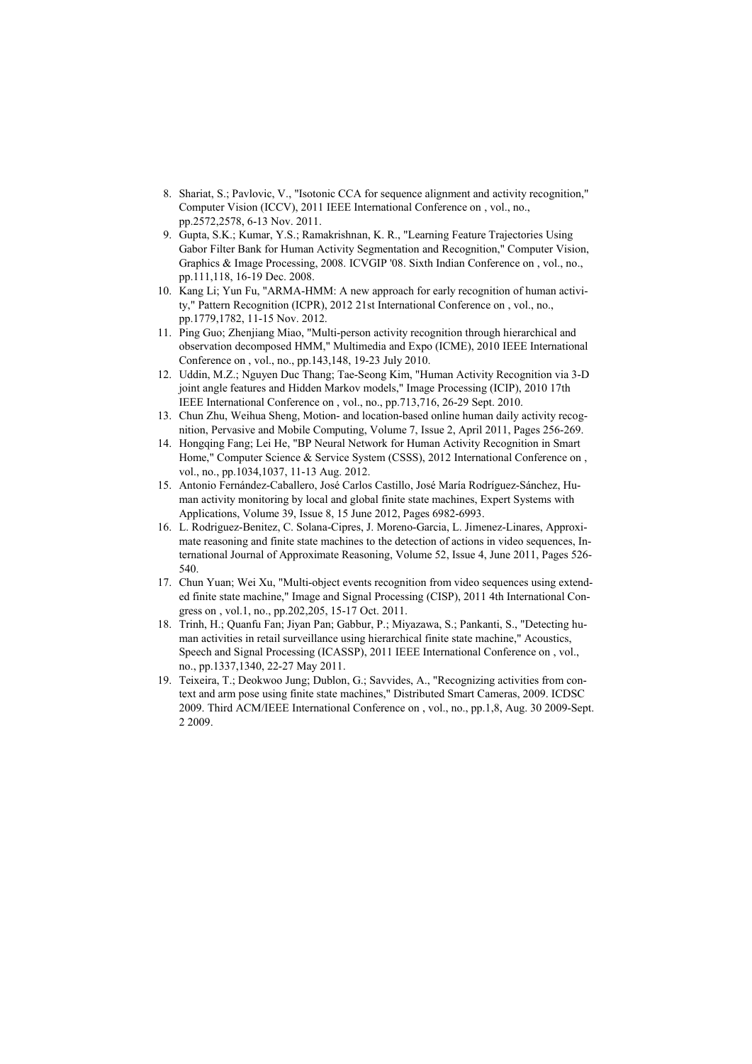8. Shariat, S.; Pavlovic, V., "Isotonic CCA for sequence alignment and activity recognition," Computer Vision (ICCV), 2011 IEEE International Conference on , vol., no., pp.2572,2578, 6-13 Nov. 2011.
9. Gupta, S.K.; Kumar, Y.S.; Ramakrishnan, K. R., "Learning Feature Trajectories Using Gabor Filter Bank for Human Activity Segmentation and Recognition," Computer Vision, Graphics & Image Processing, 2008. ICVGIP '08. Sixth Indian Conference on , vol., no., pp.111,118, 16-19 Dec. 2008.
10. Kang Li; Yun Fu, "ARMA-HMM: A new approach for early recognition of human activity," Pattern Recognition (ICPR), 2012 21st International Conference on , vol., no., pp.1779,1782, 11-15 Nov. 2012.
11. Ping Guo; Zhenjiang Miao, "Multi-person activity recognition through hierarchical and observation decomposed HMM," Multimedia and Expo (ICME), 2010 IEEE International Conference on , vol., no., pp.143,148, 19-23 July 2010.
12. Uddin, M.Z.; Nguyen Duc Thang; Tae-Seong Kim, "Human Activity Recognition via 3-D joint angle features and Hidden Markov models," Image Processing (ICIP), 2010 17th IEEE International Conference on , vol., no., pp.713,716, 26-29 Sept. 2010.
13. Chun Zhu, Weihua Sheng, Motion- and location-based online human daily activity recognition, Pervasive and Mobile Computing, Volume 7, Issue 2, April 2011, Pages 256-269.
14. Hongqing Fang; Lei He, "BP Neural Network for Human Activity Recognition in Smart Home," Computer Science & Service System (CSSS), 2012 International Conference on , vol., no., pp.1034,1037, 11-13 Aug. 2012.
15. Antonio Fernández-Caballero, José Carlos Castillo, José María Rodríguez-Sánchez, Human activity monitoring by local and global finite state machines, Expert Systems with Applications, Volume 39, Issue 8, 15 June 2012, Pages 6982-6993.
16. L. Rodriguez-Benitez, C. Solana-Cipres, J. Moreno-Garcia, L. Jimenez-Linares, Approximate reasoning and finite state machines to the detection of actions in video sequences, International Journal of Approximate Reasoning, Volume 52, Issue 4, June 2011, Pages 526-540.
17. Chun Yuan; Wei Xu, "Multi-object events recognition from video sequences using extended finite state machine," Image and Signal Processing (CISP), 2011 4th International Congress on , vol.1, no., pp.202,205, 15-17 Oct. 2011.
18. Trinh, H.; Quanfu Fan; Jiyan Pan; Gabbur, P.; Miyazawa, S.; Pankanti, S., "Detecting human activities in retail surveillance using hierarchical finite state machine," Acoustics, Speech and Signal Processing (ICASSP), 2011 IEEE International Conference on , vol., no., pp.1337,1340, 22-27 May 2011.
19. Teixeira, T.; Deokwoo Jung; Dublon, G.; Savvides, A., "Recognizing activities from context and arm pose using finite state machines," Distributed Smart Cameras, 2009. ICDSC 2009. Third ACM/IEEE International Conference on , vol., no., pp.1,8, Aug. 30 2009-Sept. 2 2009.